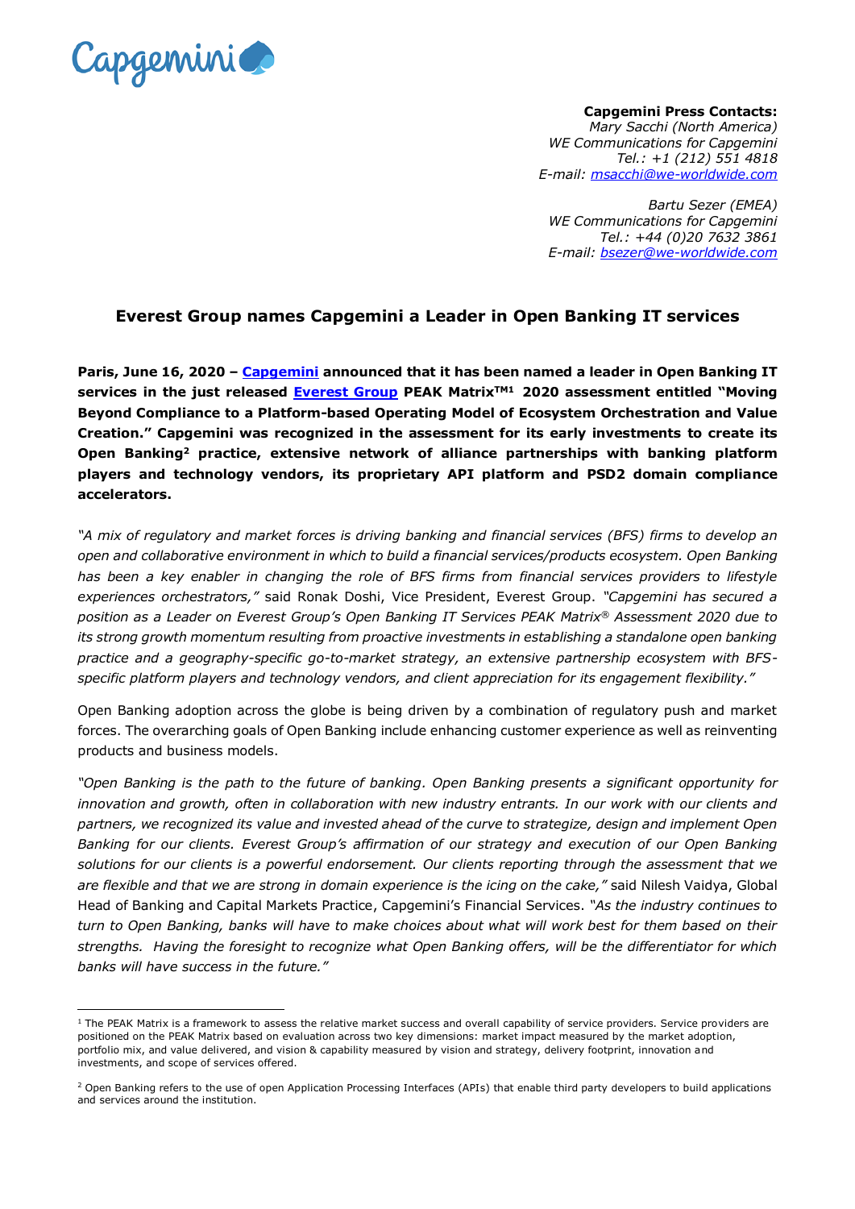**Capgemini Press Contacts:**
*Mary Sacchi (North America)*
*WE Communications for Capgemini*
*Tel.: +1 (212) 551 4818*
*E-mail: [msacchi@we-worldwide.com](mailto:msacchi@we-worldwide.com)*

*Bartu Sezer (EMEA)*
*WE Communications for Capgemini*
*Tel.: +44 (0)20 7632 3861*
*E-mail: [bsezer@we-worldwide.com](mailto:bsezer@we-worldwide.com)*

## Everest Group names Capgemini a Leader in Open Banking IT services

**Paris, June 16, 2020 – Capgemini announced that it has been named a leader in Open Banking IT services in the just released Everest Group PEAK Matrix™[1] 2020 assessment entitled "Moving Beyond Compliance to a Platform-based Operating Model of Ecosystem Orchestration and Value Creation." Capgemini was recognized in the assessment for its early investments to create its Open Banking[2] practice, extensive network of alliance partnerships with banking platform players and technology vendors, its proprietary API platform and PSD2 domain compliance accelerators.**

*"A mix of regulatory and market forces is driving banking and financial services (BFS) firms to develop an open and collaborative environment in which to build a financial services/products ecosystem. Open Banking has been a key enabler in changing the role of BFS firms from financial services providers to lifestyle experiences orchestrators,"* said Ronak Doshi, Vice President, Everest Group. *"Capgemini has secured a position as a Leader on Everest Group's Open Banking IT Services PEAK Matrix® Assessment 2020 due to its strong growth momentum resulting from proactive investments in establishing a standalone open banking practice and a geography-specific go-to-market strategy, an extensive partnership ecosystem with BFS-specific platform players and technology vendors, and client appreciation for its engagement flexibility."*

Open Banking adoption across the globe is being driven by a combination of regulatory push and market forces. The overarching goals of Open Banking include enhancing customer experience as well as reinventing products and business models.

*"Open Banking is the path to the future of banking. Open Banking presents a significant opportunity for innovation and growth, often in collaboration with new industry entrants. In our work with our clients and partners, we recognized its value and invested ahead of the curve to strategize, design and implement Open Banking for our clients. Everest Group's affirmation of our strategy and execution of our Open Banking solutions for our clients is a powerful endorsement. Our clients reporting through the assessment that we are flexible and that we are strong in domain experience is the icing on the cake,"* said Nilesh Vaidya, Global Head of Banking and Capital Markets Practice, Capgemini's Financial Services. *"As the industry continues to turn to Open Banking, banks will have to make choices about what will work best for them based on their strengths. Having the foresight to recognize what Open Banking offers, will be the differentiator for which banks will have success in the future."*

---

[1] The PEAK Matrix is a framework to assess the relative market success and overall capability of service providers. Service providers are positioned on the PEAK Matrix based on evaluation across two key dimensions: market impact measured by the market adoption, portfolio mix, and value delivered, and vision & capability measured by vision and strategy, delivery footprint, innovation and investments, and scope of services offered.

[2] Open Banking refers to the use of open Application Processing Interfaces (APIs) that enable third party developers to build applications and services around the institution.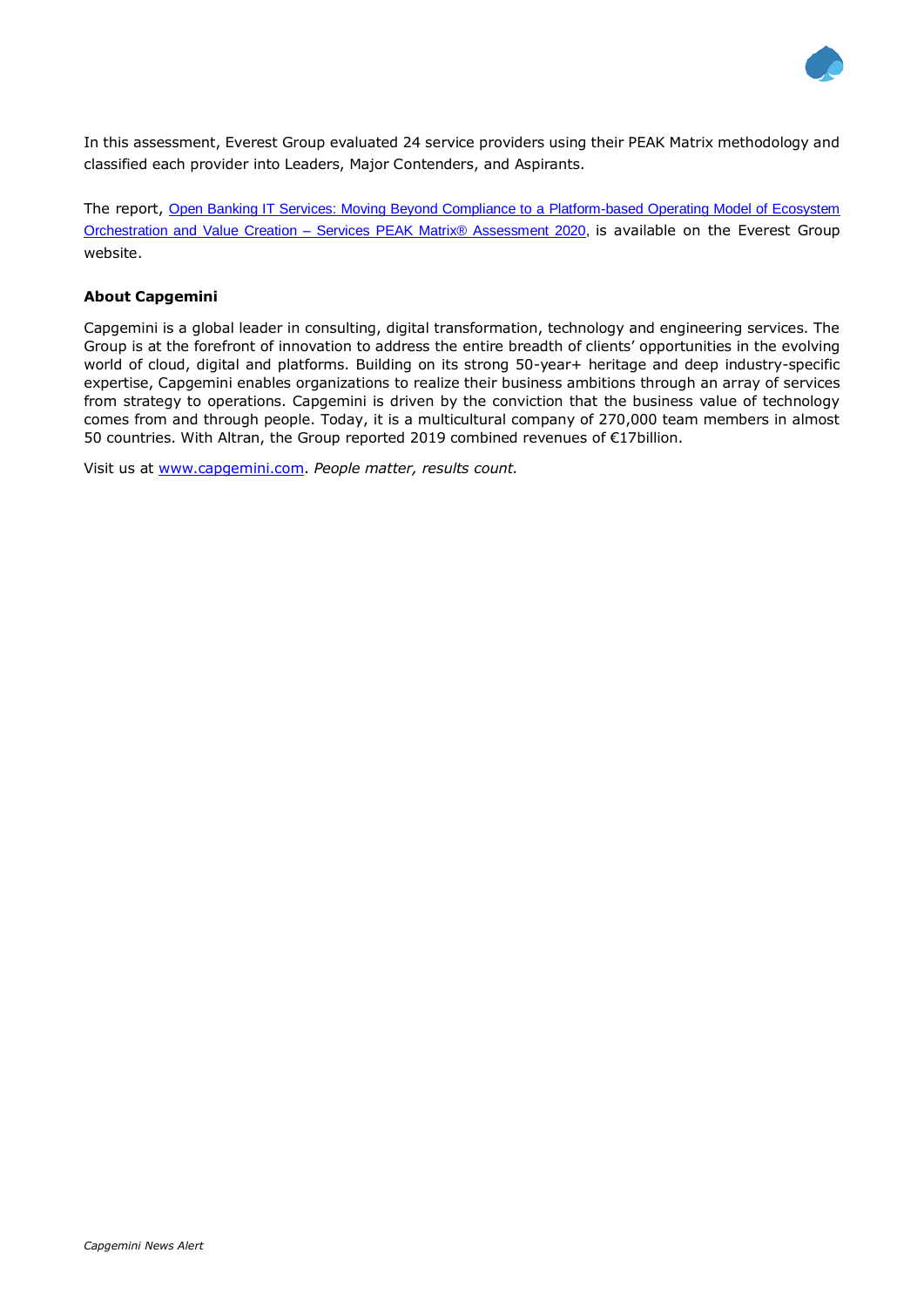In this assessment, Everest Group evaluated 24 service providers using their PEAK Matrix methodology and classified each provider into Leaders, Major Contenders, and Aspirants.

The report, Open Banking IT Services: Moving Beyond Compliance to a Platform-based Operating Model of Ecosystem Orchestration and Value Creation – Services PEAK Matrix® Assessment 2020, is available on the Everest Group website.

**About Capgemini**

Capgemini is a global leader in consulting, digital transformation, technology and engineering services. The Group is at the forefront of innovation to address the entire breadth of clients' opportunities in the evolving world of cloud, digital and platforms. Building on its strong 50-year+ heritage and deep industry-specific expertise, Capgemini enables organizations to realize their business ambitions through an array of services from strategy to operations. Capgemini is driven by the conviction that the business value of technology comes from and through people. Today, it is a multicultural company of 270,000 team members in almost 50 countries. With Altran, the Group reported 2019 combined revenues of €17billion.

Visit us at www.capgemini.com. *People matter, results count.*